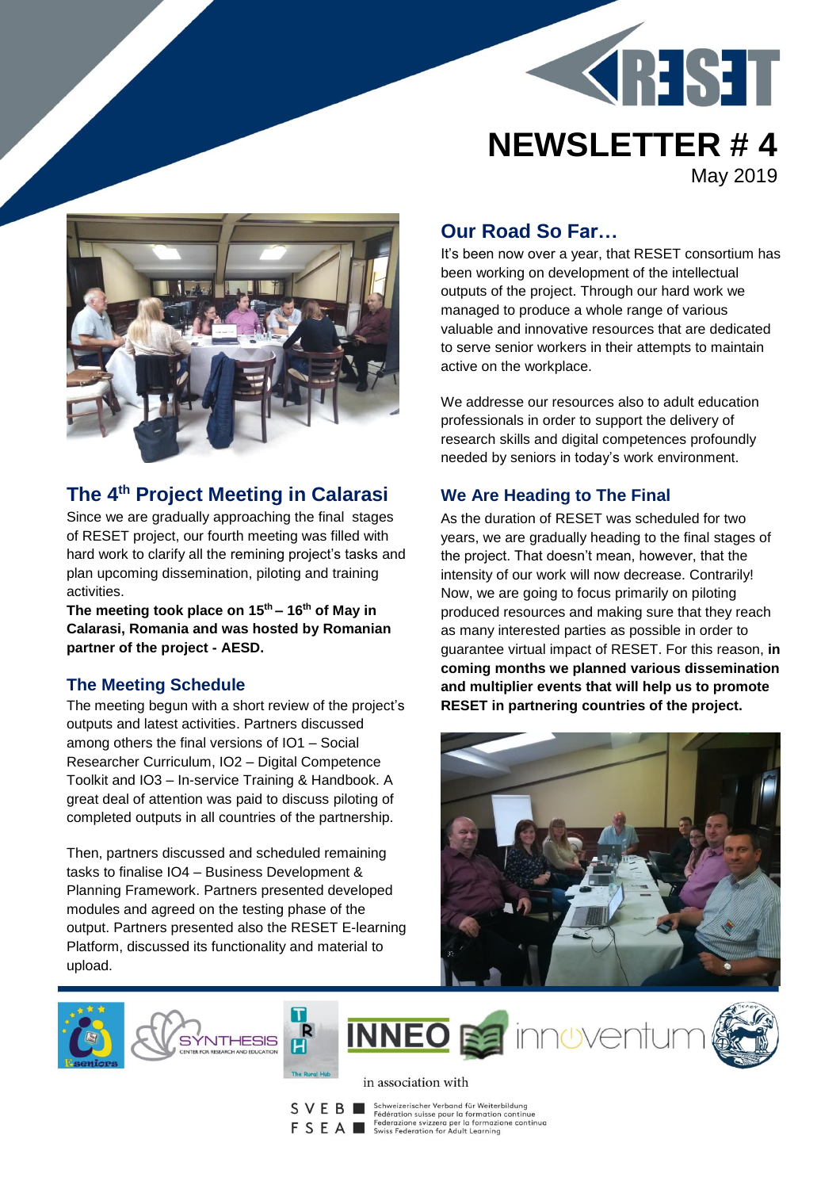# NEWSLETTER # 4

May 2019

## The 4th Project Meeting in Calarasi

Since we are gradually approaching the final stages of RESET project, our fourth meeting was filled with hard work to clarify all the remining project's tasks and plan upcoming dissemination, piloting and training activities.

**The meeting took place on 15th – 16th of May in Calarasi, Romania and was hosted by Romanian partner of the project - AESD.**

### The Meeting Schedule

The meeting begun with a short review of the project's outputs and latest activities. Partners discussed among others the final versions of IO1 – Social Researcher Curriculum, IO2 – Digital Competence Toolkit and IO3 – In-service Training & Handbook. A great deal of attention was paid to discuss piloting of completed outputs in all countries of the partnership.

Then, partners discussed and scheduled remaining tasks to finalise IO4 – Business Development & Planning Framework. Partners presented developed modules and agreed on the testing phase of the output. Partners presented also the RESET E-learning Platform, discussed its functionality and material to upload.

## Our Road So Far…

It's been now over a year, that RESET consortium has been working on development of the intellectual outputs of the project. Through our hard work we managed to produce a whole range of various valuable and innovative resources that are dedicated to serve senior workers in their attempts to maintain active on the workplace.

We addresse our resources also to adult education professionals in order to support the delivery of research skills and digital competences profoundly needed by seniors in today's work environment.

### We Are Heading to The Final

As the duration of RESET was scheduled for two years, we are gradually heading to the final stages of the project. That doesn't mean, however, that the intensity of our work will now decrease. Contrarily! Now, we are going to focus primarily on piloting produced resources and making sure that they reach as many interested parties as possible in order to guarantee virtual impact of RESET. For this reason, **in coming months we planned various dissemination and multiplier events that will help us to promote RESET in partnering countries of the project.**

in association with

SVEB FSEA — Schweizerischer Verband für Weiterbildung / Fédération suisse pour la formation continue / Federazione svizzera per la formazione continua / Swiss Federation for Adult Learning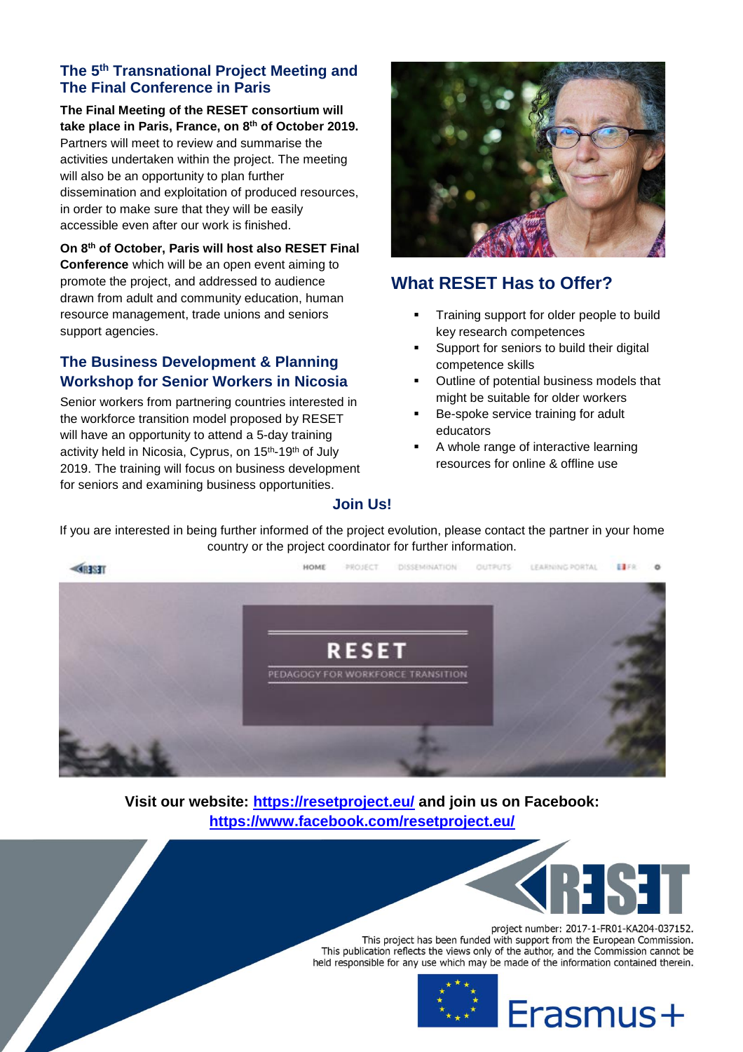## The 5th Transnational Project Meeting and The Final Conference in Paris

**The Final Meeting of the RESET consortium will take place in Paris, France, on 8th of October 2019.** Partners will meet to review and summarise the activities undertaken within the project. The meeting will also be an opportunity to plan further dissemination and exploitation of produced resources, in order to make sure that they will be easily accessible even after our work is finished.

**On 8th of October, Paris will host also RESET Final Conference** which will be an open event aiming to promote the project, and addressed to audience drawn from adult and community education, human resource management, trade unions and seniors support agencies.

## The Business Development & Planning Workshop for Senior Workers in Nicosia

Senior workers from partnering countries interested in the workforce transition model proposed by RESET will have an opportunity to attend a 5-day training activity held in Nicosia, Cyprus, on 15th-19th of July 2019. The training will focus on business development for seniors and examining business opportunities.

## What RESET Has to Offer?

- Training support for older people to build key research competences
- Support for seniors to build their digital competence skills
- Outline of potential business models that might be suitable for older workers
- Be-spoke service training for adult educators
- A whole range of interactive learning resources for online & offline use

## Join Us!

If you are interested in being further informed of the project evolution, please contact the partner in your home country or the project coordinator for further information.

**Visit our website: [https://resetproject.eu/](https://resetproject.eu/) and join us on Facebook: [https://www.facebook.com/resetproject.eu/](https://www.facebook.com/resetproject.eu/)**

project number: 2017-1-FR01-KA204-037152.
This project has been funded with support from the European Commission.
This publication reflects the views only of the author, and the Commission cannot be held responsible for any use which may be made of the information contained therein.

Erasmus+